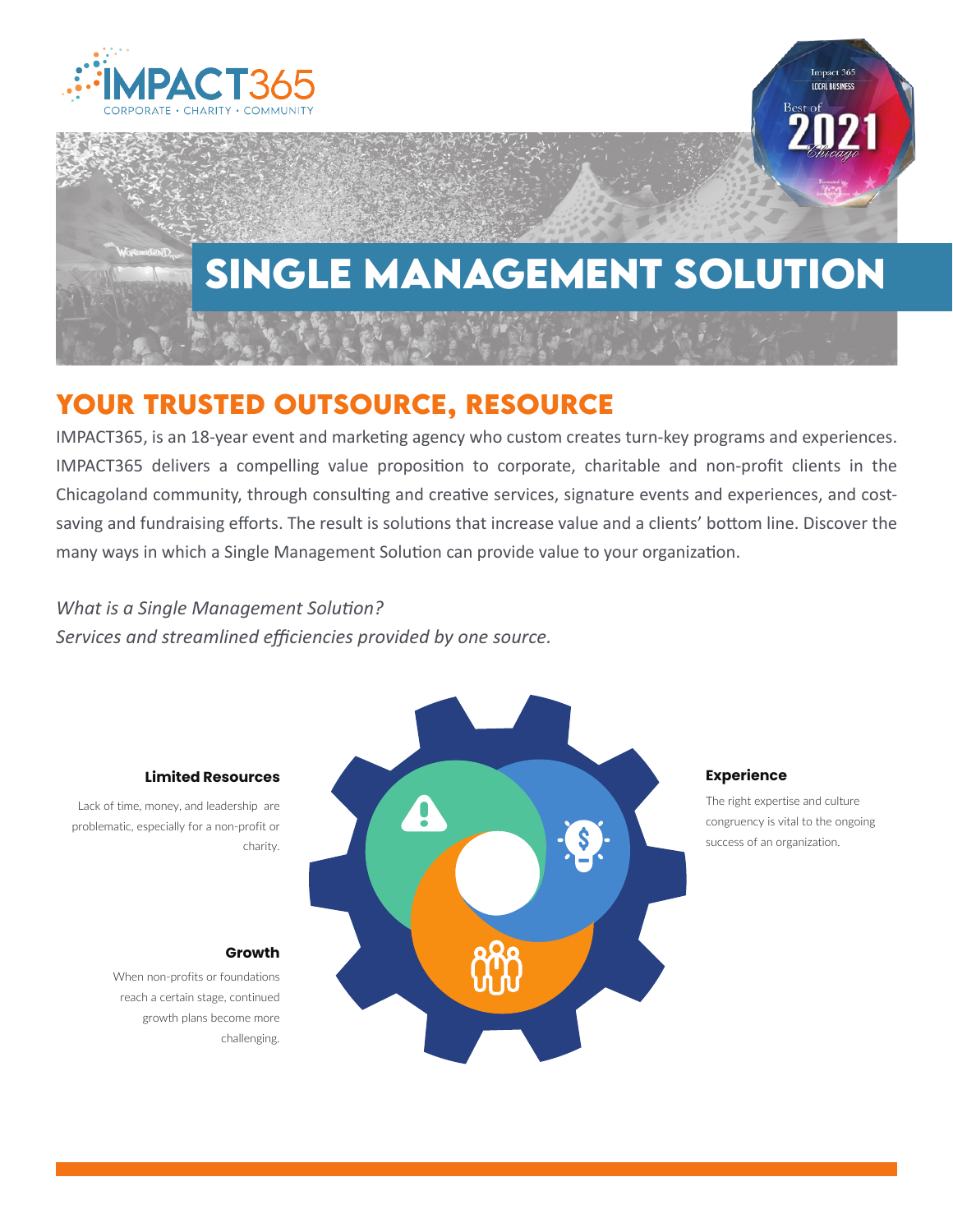IMPACT365

CORPORATE • CHARITY • COMMUNITY

# SINGLE MANAGEMENT SOLUTION

## YOUR TRUSTED OUTSOURCE, RESOURCE

IMPACT365, is an 18-year event and marketing agency who custom creates turn-key programs and experiences. IMPACT365 delivers a compelling value proposition to corporate, charitable and non-profit clients in the Chicagoland community, through consulting and creative services, signature events and experiences, and cost-saving and fundraising efforts. The result is solutions that increase value and a clients' bottom line. Discover the many ways in which a Single Management Solution can provide value to your organization.

*What is a Single Management Solution?*
*Services and streamlined efficiencies provided by one source.*

**Limited Resources**

Lack of time, money, and leadership are problematic, especially for a non-profit or charity.

**Growth**

When non-profits or foundations reach a certain stage, continued growth plans become more challenging.

**Experience**

The right expertise and culture congruency is vital to the ongoing success of an organization.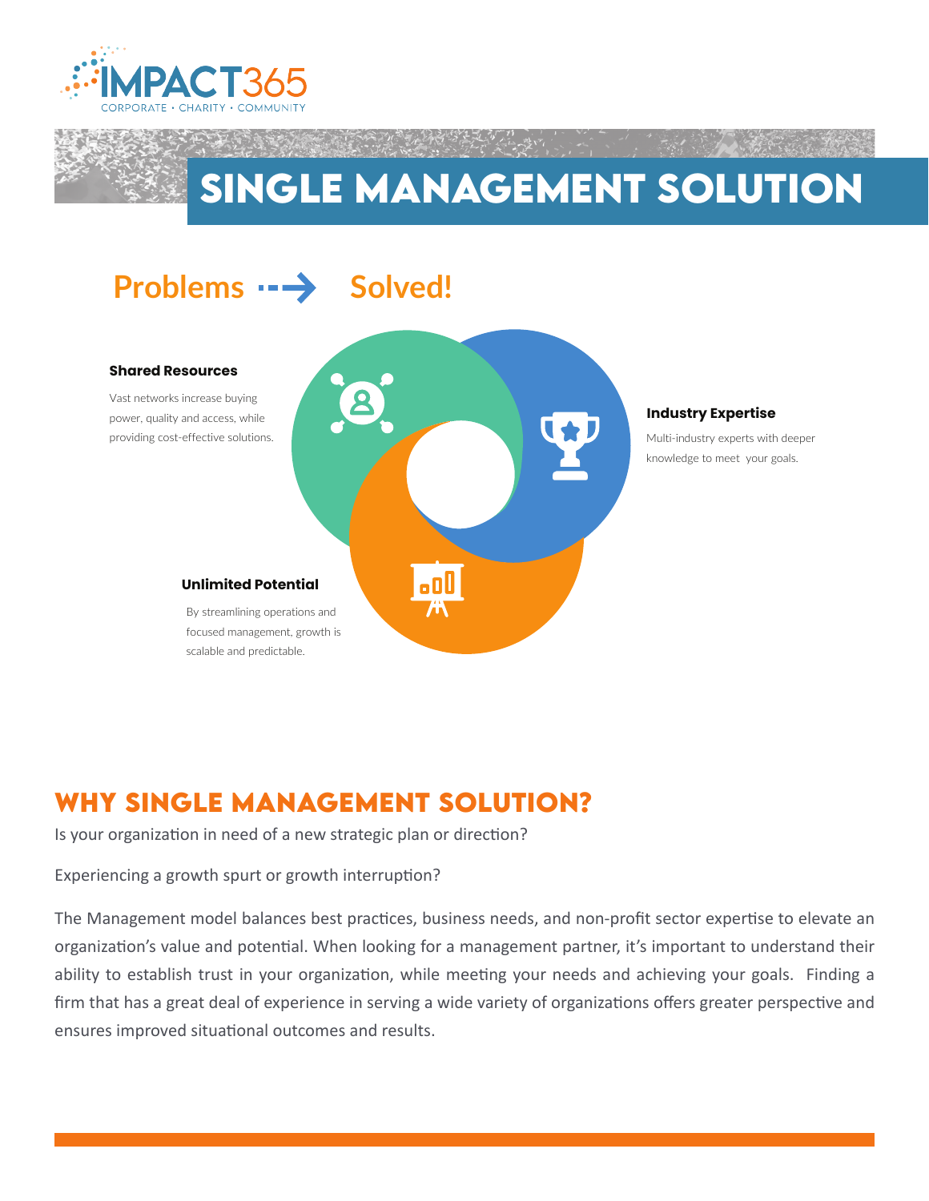IMPACT365
CORPORATE • CHARITY • COMMUNITY

# SINGLE MANAGEMENT SOLUTION

## Problems → Solved!

### Shared Resources

Vast networks increase buying power, quality and access, while providing cost-effective solutions.

### Industry Expertise

Multi-industry experts with deeper knowledge to meet your goals.

### Unlimited Potential

By streamlining operations and focused management, growth is scalable and predictable.

## WHY SINGLE MANAGEMENT SOLUTION?

Is your organization in need of a new strategic plan or direction?

Experiencing a growth spurt or growth interruption?

The Management model balances best practices, business needs, and non-profit sector expertise to elevate an organization's value and potential. When looking for a management partner, it's important to understand their ability to establish trust in your organization, while meeting your needs and achieving your goals. Finding a firm that has a great deal of experience in serving a wide variety of organizations offers greater perspective and ensures improved situational outcomes and results.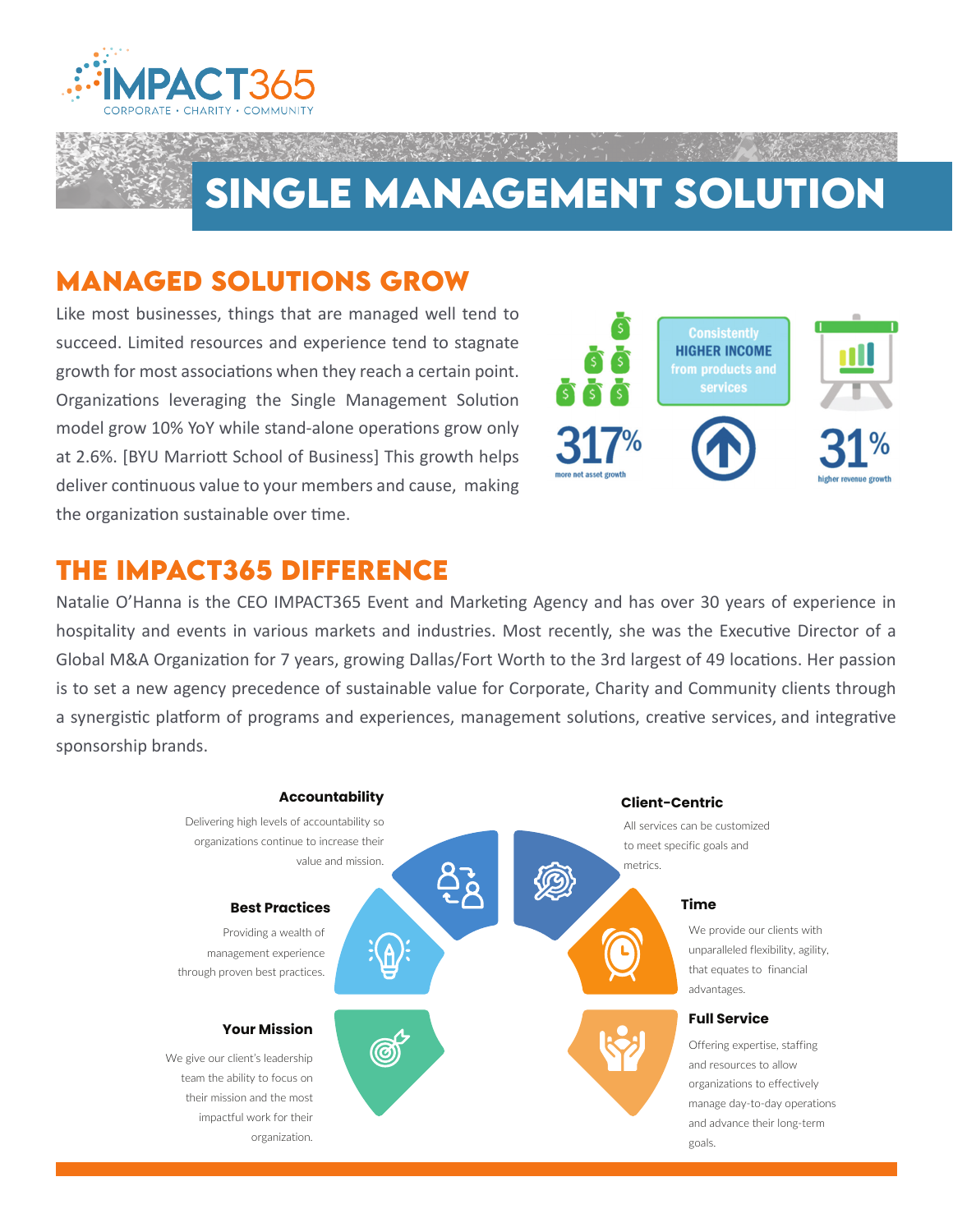IMPACT365

CORPORATE • CHARITY • COMMUNITY

# SINGLE MANAGEMENT SOLUTION

## MANAGED SOLUTIONS GROW

Like most businesses, things that are managed well tend to succeed. Limited resources and experience tend to stagnate growth for most associations when they reach a certain point. Organizations leveraging the Single Management Solution model grow 10% YoY while stand-alone operations grow only at 2.6%. [BYU Marriott School of Business] This growth helps deliver continuous value to your members and cause, making the organization sustainable over time.

317%
more net asset growth

Consistently HIGHER INCOME from products and services

31%
higher revenue growth

## THE IMPACT365 DIFFERENCE

Natalie O'Hanna is the CEO IMPACT365 Event and Marketing Agency and has over 30 years of experience in hospitality and events in various markets and industries. Most recently, she was the Executive Director of a Global M&A Organization for 7 years, growing Dallas/Fort Worth to the 3rd largest of 49 locations. Her passion is to set a new agency precedence of sustainable value for Corporate, Charity and Community clients through a synergistic platform of programs and experiences, management solutions, creative services, and integrative sponsorship brands.

**Accountability**
Delivering high levels of accountability so organizations continue to increase their value and mission.

**Best Practices**
Providing a wealth of management experience through proven best practices.

**Your Mission**
We give our client's leadership team the ability to focus on their mission and the most impactful work for their organization.

**Client-Centric**
All services can be customized to meet specific goals and metrics.

**Time**
We provide our clients with unparalleled flexibility, agility, that equates to financial advantages.

**Full Service**
Offering expertise, staffing and resources to allow organizations to effectively manage day-to-day operations and advance their long-term goals.